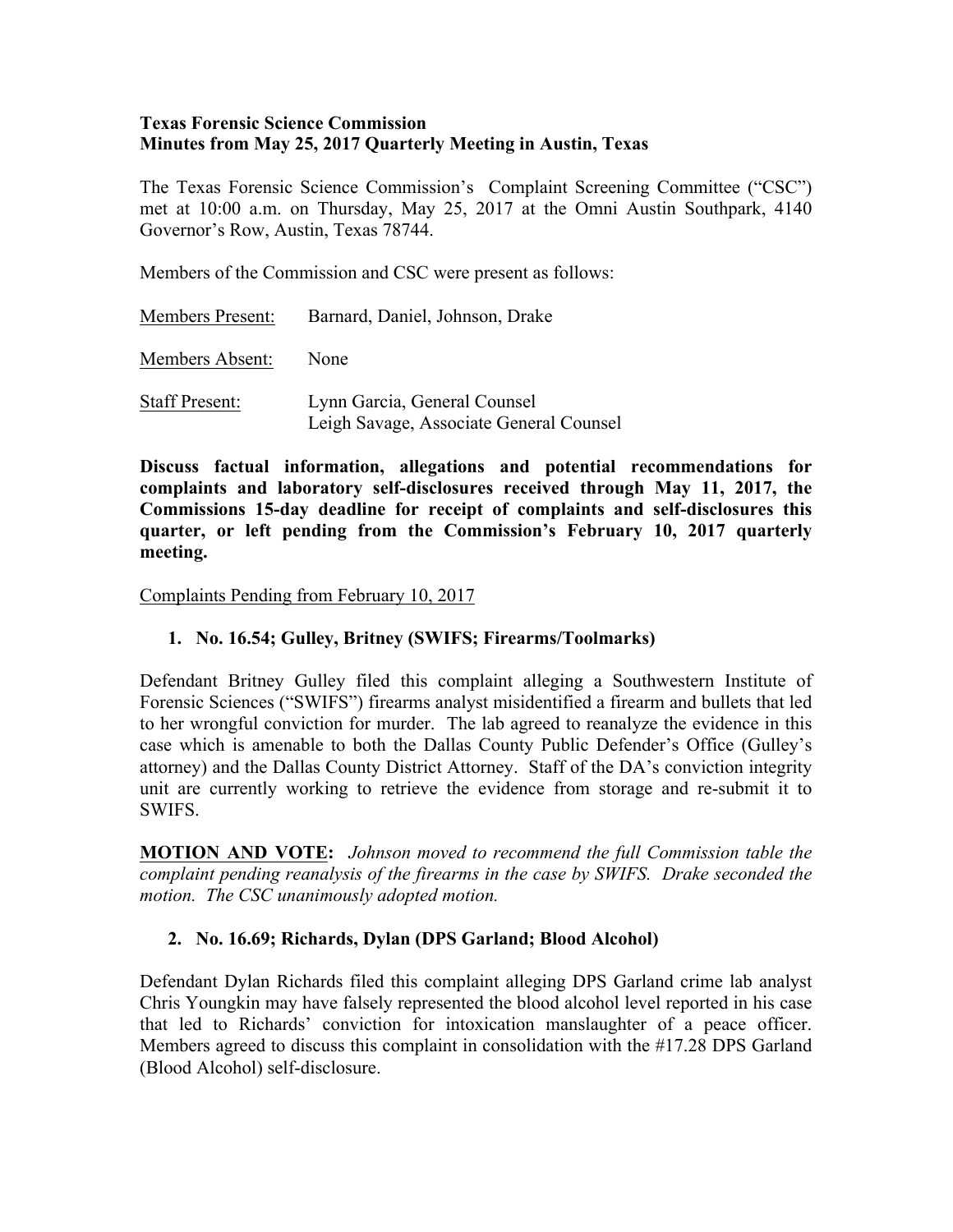**Texas Forensic Science Commission**
**Minutes from May 25, 2017 Quarterly Meeting in Austin, Texas**

The Texas Forensic Science Commission's Complaint Screening Committee ("CSC") met at 10:00 a.m. on Thursday, May 25, 2017 at the Omni Austin Southpark, 4140 Governor's Row, Austin, Texas 78744.

Members of the Commission and CSC were present as follows:

| | |
|---|---|
| Members Present: | Barnard, Daniel, Johnson, Drake |
| Members Absent: | None |
| Staff Present: | Lynn Garcia, General Counsel<br>Leigh Savage, Associate General Counsel |

**Discuss factual information, allegations and potential recommendations for complaints and laboratory self-disclosures received through May 11, 2017, the Commissions 15-day deadline for receipt of complaints and self-disclosures this quarter, or left pending from the Commission's February 10, 2017 quarterly meeting.**

Complaints Pending from February 10, 2017

1. **No. 16.54; Gulley, Britney (SWIFS; Firearms/Toolmarks)**

Defendant Britney Gulley filed this complaint alleging a Southwestern Institute of Forensic Sciences ("SWIFS") firearms analyst misidentified a firearm and bullets that led to her wrongful conviction for murder. The lab agreed to reanalyze the evidence in this case which is amenable to both the Dallas County Public Defender's Office (Gulley's attorney) and the Dallas County District Attorney. Staff of the DA's conviction integrity unit are currently working to retrieve the evidence from storage and re-submit it to SWIFS.

**MOTION AND VOTE:** *Johnson moved to recommend the full Commission table the complaint pending reanalysis of the firearms in the case by SWIFS. Drake seconded the motion. The CSC unanimously adopted motion.*

2. **No. 16.69; Richards, Dylan (DPS Garland; Blood Alcohol)**

Defendant Dylan Richards filed this complaint alleging DPS Garland crime lab analyst Chris Youngkin may have falsely represented the blood alcohol level reported in his case that led to Richards' conviction for intoxication manslaughter of a peace officer. Members agreed to discuss this complaint in consolidation with the #17.28 DPS Garland (Blood Alcohol) self-disclosure.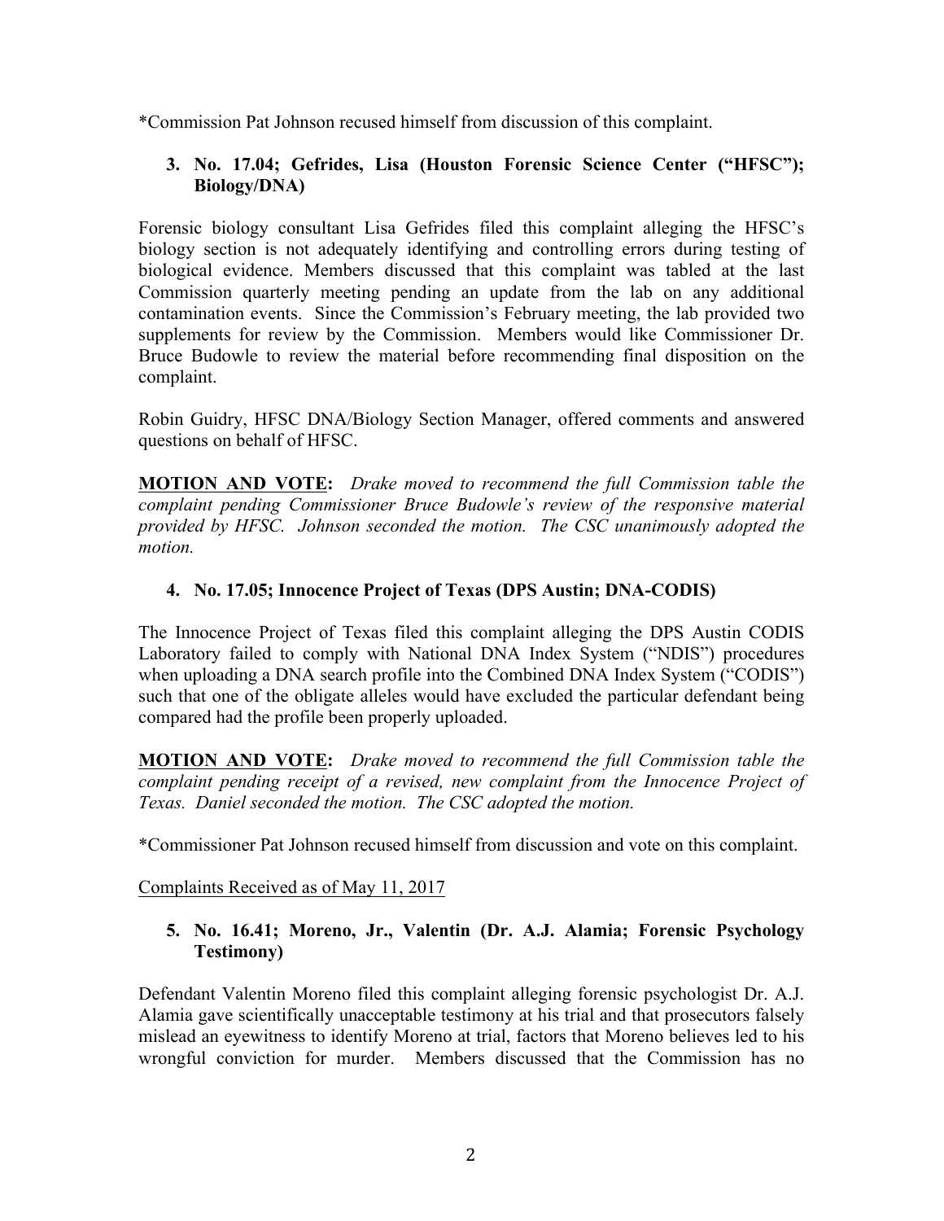*Commission Pat Johnson recused himself from discussion of this complaint.

3. **No. 17.04; Gefrides, Lisa (Houston Forensic Science Center ("HFSC"); Biology/DNA)**

Forensic biology consultant Lisa Gefrides filed this complaint alleging the HFSC's biology section is not adequately identifying and controlling errors during testing of biological evidence. Members discussed that this complaint was tabled at the last Commission quarterly meeting pending an update from the lab on any additional contamination events. Since the Commission's February meeting, the lab provided two supplements for review by the Commission. Members would like Commissioner Dr. Bruce Budowle to review the material before recommending final disposition on the complaint.

Robin Guidry, HFSC DNA/Biology Section Manager, offered comments and answered questions on behalf of HFSC.

**MOTION AND VOTE:** *Drake moved to recommend the full Commission table the complaint pending Commissioner Bruce Budowle's review of the responsive material provided by HFSC. Johnson seconded the motion. The CSC unanimously adopted the motion.*

4. **No. 17.05; Innocence Project of Texas (DPS Austin; DNA-CODIS)**

The Innocence Project of Texas filed this complaint alleging the DPS Austin CODIS Laboratory failed to comply with National DNA Index System ("NDIS") procedures when uploading a DNA search profile into the Combined DNA Index System ("CODIS") such that one of the obligate alleles would have excluded the particular defendant being compared had the profile been properly uploaded.

**MOTION AND VOTE:** *Drake moved to recommend the full Commission table the complaint pending receipt of a revised, new complaint from the Innocence Project of Texas. Daniel seconded the motion. The CSC adopted the motion.*

*Commissioner Pat Johnson recused himself from discussion and vote on this complaint.

Complaints Received as of May 11, 2017

5. **No. 16.41; Moreno, Jr., Valentin (Dr. A.J. Alamia; Forensic Psychology Testimony)**

Defendant Valentin Moreno filed this complaint alleging forensic psychologist Dr. A.J. Alamia gave scientifically unacceptable testimony at his trial and that prosecutors falsely mislead an eyewitness to identify Moreno at trial, factors that Moreno believes led to his wrongful conviction for murder. Members discussed that the Commission has no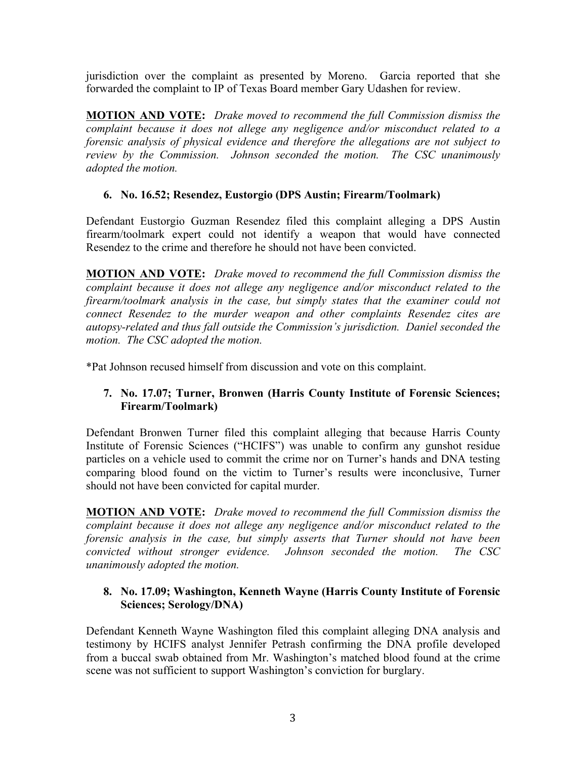jurisdiction over the complaint as presented by Moreno. Garcia reported that she forwarded the complaint to IP of Texas Board member Gary Udashen for review.

**MOTION AND VOTE:** *Drake moved to recommend the full Commission dismiss the complaint because it does not allege any negligence and/or misconduct related to a forensic analysis of physical evidence and therefore the allegations are not subject to review by the Commission. Johnson seconded the motion. The CSC unanimously adopted the motion.*

6. **No. 16.52; Resendez, Eustorgio (DPS Austin; Firearm/Toolmark)**

Defendant Eustorgio Guzman Resendez filed this complaint alleging a DPS Austin firearm/toolmark expert could not identify a weapon that would have connected Resendez to the crime and therefore he should not have been convicted.

**MOTION AND VOTE:** *Drake moved to recommend the full Commission dismiss the complaint because it does not allege any negligence and/or misconduct related to the firearm/toolmark analysis in the case, but simply states that the examiner could not connect Resendez to the murder weapon and other complaints Resendez cites are autopsy-related and thus fall outside the Commission's jurisdiction. Daniel seconded the motion. The CSC adopted the motion.*

*Pat Johnson recused himself from discussion and vote on this complaint.

7. **No. 17.07; Turner, Bronwen (Harris County Institute of Forensic Sciences; Firearm/Toolmark)**

Defendant Bronwen Turner filed this complaint alleging that because Harris County Institute of Forensic Sciences ("HCIFS") was unable to confirm any gunshot residue particles on a vehicle used to commit the crime nor on Turner's hands and DNA testing comparing blood found on the victim to Turner's results were inconclusive, Turner should not have been convicted for capital murder.

**MOTION AND VOTE:** *Drake moved to recommend the full Commission dismiss the complaint because it does not allege any negligence and/or misconduct related to the forensic analysis in the case, but simply asserts that Turner should not have been convicted without stronger evidence. Johnson seconded the motion. The CSC unanimously adopted the motion.*

8. **No. 17.09; Washington, Kenneth Wayne (Harris County Institute of Forensic Sciences; Serology/DNA)**

Defendant Kenneth Wayne Washington filed this complaint alleging DNA analysis and testimony by HCIFS analyst Jennifer Petrash confirming the DNA profile developed from a buccal swab obtained from Mr. Washington's matched blood found at the crime scene was not sufficient to support Washington's conviction for burglary.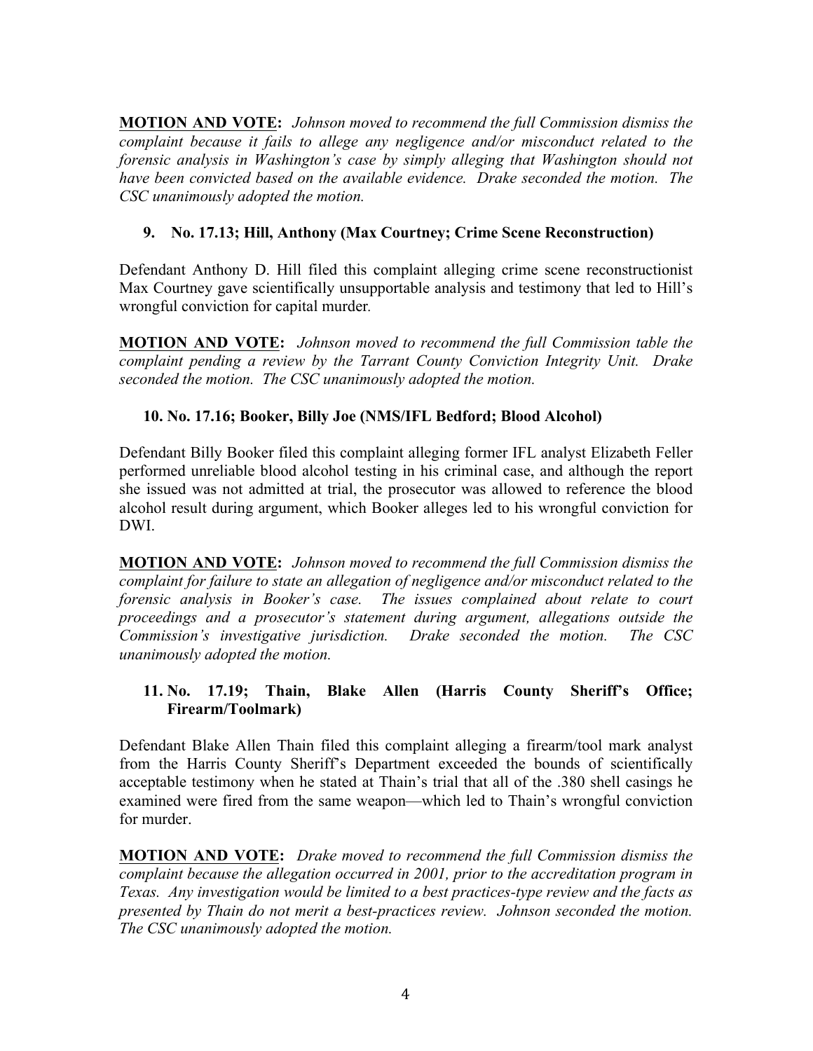**MOTION AND VOTE:** *Johnson moved to recommend the full Commission dismiss the complaint because it fails to allege any negligence and/or misconduct related to the forensic analysis in Washington's case by simply alleging that Washington should not have been convicted based on the available evidence. Drake seconded the motion. The CSC unanimously adopted the motion.*

**9. No. 17.13; Hill, Anthony (Max Courtney; Crime Scene Reconstruction)**

Defendant Anthony D. Hill filed this complaint alleging crime scene reconstructionist Max Courtney gave scientifically unsupportable analysis and testimony that led to Hill's wrongful conviction for capital murder.

**MOTION AND VOTE:** *Johnson moved to recommend the full Commission table the complaint pending a review by the Tarrant County Conviction Integrity Unit. Drake seconded the motion. The CSC unanimously adopted the motion.*

**10. No. 17.16; Booker, Billy Joe (NMS/IFL Bedford; Blood Alcohol)**

Defendant Billy Booker filed this complaint alleging former IFL analyst Elizabeth Feller performed unreliable blood alcohol testing in his criminal case, and although the report she issued was not admitted at trial, the prosecutor was allowed to reference the blood alcohol result during argument, which Booker alleges led to his wrongful conviction for DWI.

**MOTION AND VOTE:** *Johnson moved to recommend the full Commission dismiss the complaint for failure to state an allegation of negligence and/or misconduct related to the forensic analysis in Booker's case. The issues complained about relate to court proceedings and a prosecutor's statement during argument, allegations outside the Commission's investigative jurisdiction. Drake seconded the motion. The CSC unanimously adopted the motion.*

**11. No. 17.19; Thain, Blake Allen (Harris County Sheriff's Office; Firearm/Toolmark)**

Defendant Blake Allen Thain filed this complaint alleging a firearm/tool mark analyst from the Harris County Sheriff's Department exceeded the bounds of scientifically acceptable testimony when he stated at Thain's trial that all of the .380 shell casings he examined were fired from the same weapon—which led to Thain's wrongful conviction for murder.

**MOTION AND VOTE:** *Drake moved to recommend the full Commission dismiss the complaint because the allegation occurred in 2001, prior to the accreditation program in Texas. Any investigation would be limited to a best practices-type review and the facts as presented by Thain do not merit a best-practices review. Johnson seconded the motion. The CSC unanimously adopted the motion.*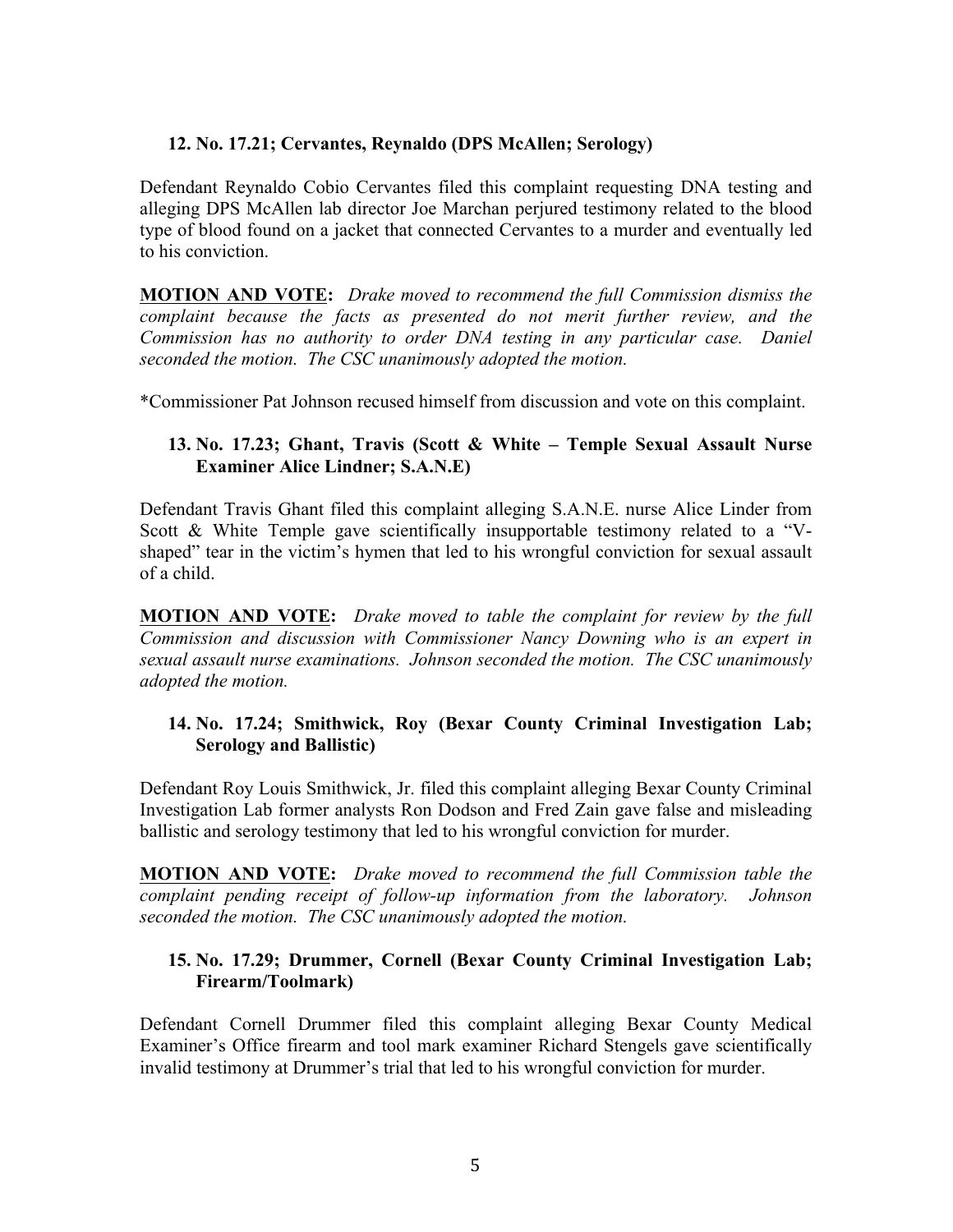**12. No. 17.21; Cervantes, Reynaldo (DPS McAllen; Serology)**

Defendant Reynaldo Cobio Cervantes filed this complaint requesting DNA testing and alleging DPS McAllen lab director Joe Marchan perjured testimony related to the blood type of blood found on a jacket that connected Cervantes to a murder and eventually led to his conviction.

**<u>MOTION AND VOTE</u>:** *Drake moved to recommend the full Commission dismiss the complaint because the facts as presented do not merit further review, and the Commission has no authority to order DNA testing in any particular case. Daniel seconded the motion. The CSC unanimously adopted the motion.*

*Commissioner Pat Johnson recused himself from discussion and vote on this complaint.

**13. No. 17.23; Ghant, Travis (Scott & White – Temple Sexual Assault Nurse Examiner Alice Lindner; S.A.N.E)**

Defendant Travis Ghant filed this complaint alleging S.A.N.E. nurse Alice Linder from Scott & White Temple gave scientifically insupportable testimony related to a "V-shaped" tear in the victim's hymen that led to his wrongful conviction for sexual assault of a child.

**<u>MOTION AND VOTE</u>:** *Drake moved to table the complaint for review by the full Commission and discussion with Commissioner Nancy Downing who is an expert in sexual assault nurse examinations. Johnson seconded the motion. The CSC unanimously adopted the motion.*

**14. No. 17.24; Smithwick, Roy (Bexar County Criminal Investigation Lab; Serology and Ballistic)**

Defendant Roy Louis Smithwick, Jr. filed this complaint alleging Bexar County Criminal Investigation Lab former analysts Ron Dodson and Fred Zain gave false and misleading ballistic and serology testimony that led to his wrongful conviction for murder.

**<u>MOTION AND VOTE</u>:** *Drake moved to recommend the full Commission table the complaint pending receipt of follow-up information from the laboratory. Johnson seconded the motion. The CSC unanimously adopted the motion.*

**15. No. 17.29; Drummer, Cornell (Bexar County Criminal Investigation Lab; Firearm/Toolmark)**

Defendant Cornell Drummer filed this complaint alleging Bexar County Medical Examiner's Office firearm and tool mark examiner Richard Stengels gave scientifically invalid testimony at Drummer's trial that led to his wrongful conviction for murder.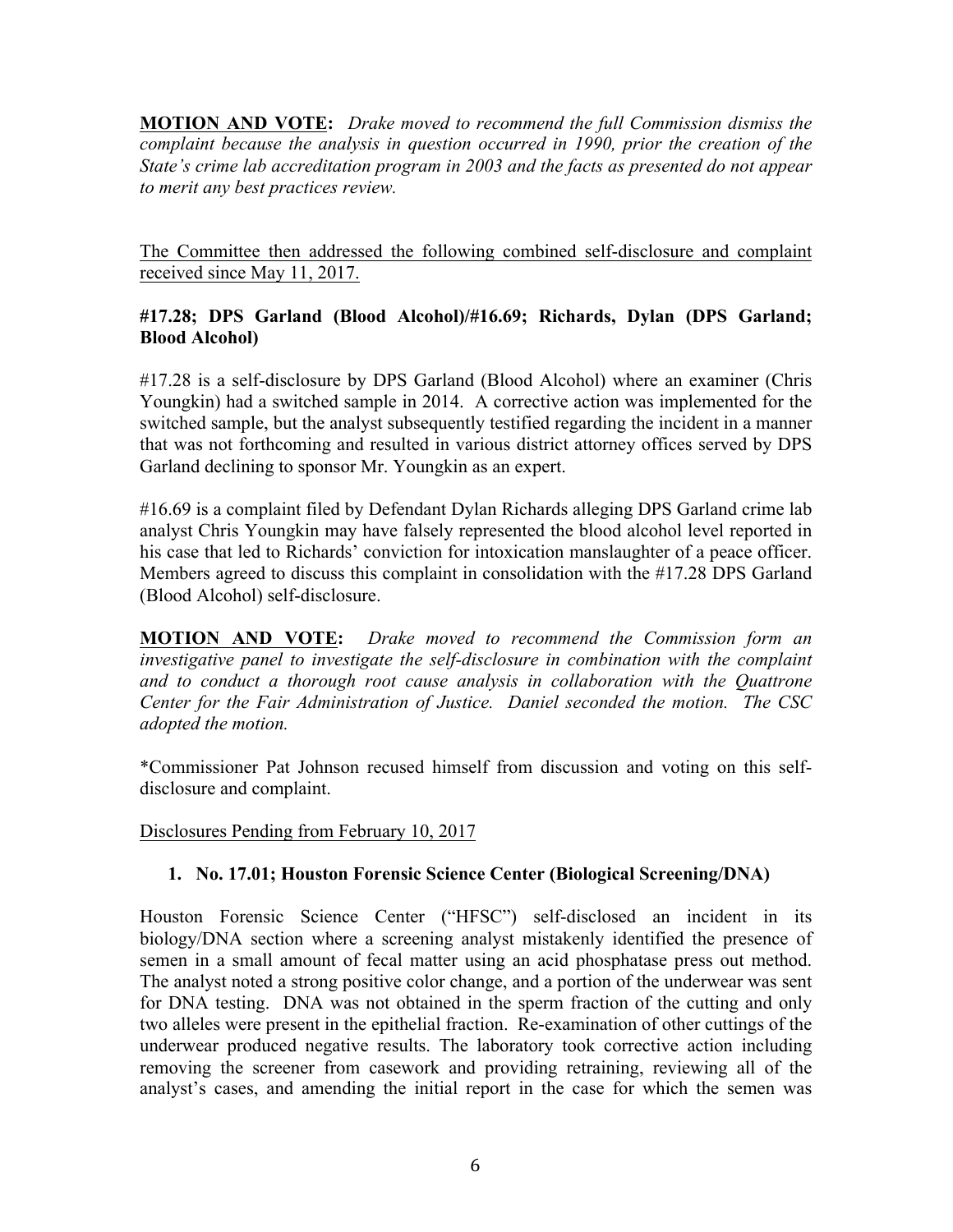**MOTION AND VOTE:** *Drake moved to recommend the full Commission dismiss the complaint because the analysis in question occurred in 1990, prior the creation of the State's crime lab accreditation program in 2003 and the facts as presented do not appear to merit any best practices review.*

<u>The Committee then addressed the following combined self-disclosure and complaint received since May 11, 2017.</u>

**#17.28; DPS Garland (Blood Alcohol)/#16.69; Richards, Dylan (DPS Garland; Blood Alcohol)**

#17.28 is a self-disclosure by DPS Garland (Blood Alcohol) where an examiner (Chris Youngkin) had a switched sample in 2014. A corrective action was implemented for the switched sample, but the analyst subsequently testified regarding the incident in a manner that was not forthcoming and resulted in various district attorney offices served by DPS Garland declining to sponsor Mr. Youngkin as an expert.

#16.69 is a complaint filed by Defendant Dylan Richards alleging DPS Garland crime lab analyst Chris Youngkin may have falsely represented the blood alcohol level reported in his case that led to Richards' conviction for intoxication manslaughter of a peace officer. Members agreed to discuss this complaint in consolidation with the #17.28 DPS Garland (Blood Alcohol) self-disclosure.

**MOTION AND VOTE:** *Drake moved to recommend the Commission form an investigative panel to investigate the self-disclosure in combination with the complaint and to conduct a thorough root cause analysis in collaboration with the Quattrone Center for the Fair Administration of Justice. Daniel seconded the motion. The CSC adopted the motion.*

*Commissioner Pat Johnson recused himself from discussion and voting on this self-disclosure and complaint.

<u>Disclosures Pending from February 10, 2017</u>

1. **No. 17.01; Houston Forensic Science Center (Biological Screening/DNA)**

Houston Forensic Science Center ("HFSC") self-disclosed an incident in its biology/DNA section where a screening analyst mistakenly identified the presence of semen in a small amount of fecal matter using an acid phosphatase press out method. The analyst noted a strong positive color change, and a portion of the underwear was sent for DNA testing. DNA was not obtained in the sperm fraction of the cutting and only two alleles were present in the epithelial fraction. Re-examination of other cuttings of the underwear produced negative results. The laboratory took corrective action including removing the screener from casework and providing retraining, reviewing all of the analyst's cases, and amending the initial report in the case for which the semen was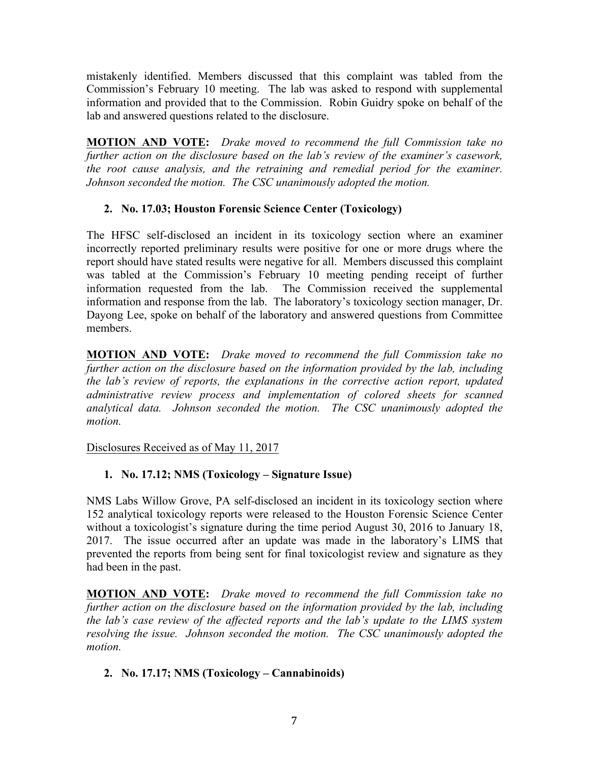mistakenly identified. Members discussed that this complaint was tabled from the Commission's February 10 meeting. The lab was asked to respond with supplemental information and provided that to the Commission. Robin Guidry spoke on behalf of the lab and answered questions related to the disclosure.

**MOTION AND VOTE:** *Drake moved to recommend the full Commission take no further action on the disclosure based on the lab's review of the examiner's casework, the root cause analysis, and the retraining and remedial period for the examiner. Johnson seconded the motion. The CSC unanimously adopted the motion.*

2. **No. 17.03; Houston Forensic Science Center (Toxicology)**

The HFSC self-disclosed an incident in its toxicology section where an examiner incorrectly reported preliminary results were positive for one or more drugs where the report should have stated results were negative for all. Members discussed this complaint was tabled at the Commission's February 10 meeting pending receipt of further information requested from the lab. The Commission received the supplemental information and response from the lab. The laboratory's toxicology section manager, Dr. Dayong Lee, spoke on behalf of the laboratory and answered questions from Committee members.

**MOTION AND VOTE:** *Drake moved to recommend the full Commission take no further action on the disclosure based on the information provided by the lab, including the lab's review of reports, the explanations in the corrective action report, updated administrative review process and implementation of colored sheets for scanned analytical data. Johnson seconded the motion. The CSC unanimously adopted the motion.*

Disclosures Received as of May 11, 2017

1. **No. 17.12; NMS (Toxicology – Signature Issue)**

NMS Labs Willow Grove, PA self-disclosed an incident in its toxicology section where 152 analytical toxicology reports were released to the Houston Forensic Science Center without a toxicologist's signature during the time period August 30, 2016 to January 18, 2017. The issue occurred after an update was made in the laboratory's LIMS that prevented the reports from being sent for final toxicologist review and signature as they had been in the past.

**MOTION AND VOTE:** *Drake moved to recommend the full Commission take no further action on the disclosure based on the information provided by the lab, including the lab's case review of the affected reports and the lab's update to the LIMS system resolving the issue. Johnson seconded the motion. The CSC unanimously adopted the motion.*

2. **No. 17.17; NMS (Toxicology – Cannabinoids)**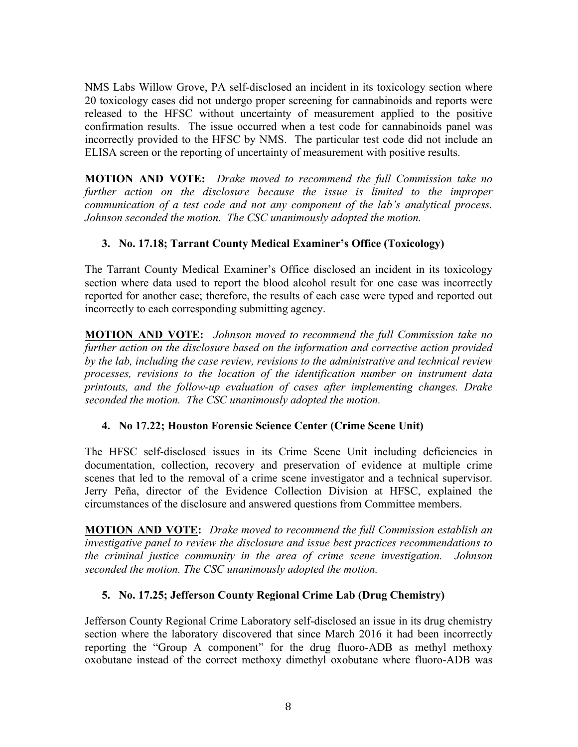NMS Labs Willow Grove, PA self-disclosed an incident in its toxicology section where 20 toxicology cases did not undergo proper screening for cannabinoids and reports were released to the HFSC without uncertainty of measurement applied to the positive confirmation results. The issue occurred when a test code for cannabinoids panel was incorrectly provided to the HFSC by NMS. The particular test code did not include an ELISA screen or the reporting of uncertainty of measurement with positive results.

**MOTION AND VOTE:** *Drake moved to recommend the full Commission take no further action on the disclosure because the issue is limited to the improper communication of a test code and not any component of the lab's analytical process. Johnson seconded the motion. The CSC unanimously adopted the motion.*

3. **No. 17.18; Tarrant County Medical Examiner's Office (Toxicology)**

The Tarrant County Medical Examiner's Office disclosed an incident in its toxicology section where data used to report the blood alcohol result for one case was incorrectly reported for another case; therefore, the results of each case were typed and reported out incorrectly to each corresponding submitting agency.

**MOTION AND VOTE:** *Johnson moved to recommend the full Commission take no further action on the disclosure based on the information and corrective action provided by the lab, including the case review, revisions to the administrative and technical review processes, revisions to the location of the identification number on instrument data printouts, and the follow-up evaluation of cases after implementing changes. Drake seconded the motion. The CSC unanimously adopted the motion.*

4. **No 17.22; Houston Forensic Science Center (Crime Scene Unit)**

The HFSC self-disclosed issues in its Crime Scene Unit including deficiencies in documentation, collection, recovery and preservation of evidence at multiple crime scenes that led to the removal of a crime scene investigator and a technical supervisor. Jerry Peña, director of the Evidence Collection Division at HFSC, explained the circumstances of the disclosure and answered questions from Committee members.

**MOTION AND VOTE:** *Drake moved to recommend the full Commission establish an investigative panel to review the disclosure and issue best practices recommendations to the criminal justice community in the area of crime scene investigation. Johnson seconded the motion. The CSC unanimously adopted the motion.*

5. **No. 17.25; Jefferson County Regional Crime Lab (Drug Chemistry)**

Jefferson County Regional Crime Laboratory self-disclosed an issue in its drug chemistry section where the laboratory discovered that since March 2016 it had been incorrectly reporting the "Group A component" for the drug fluoro-ADB as methyl methoxy oxobutane instead of the correct methoxy dimethyl oxobutane where fluoro-ADB was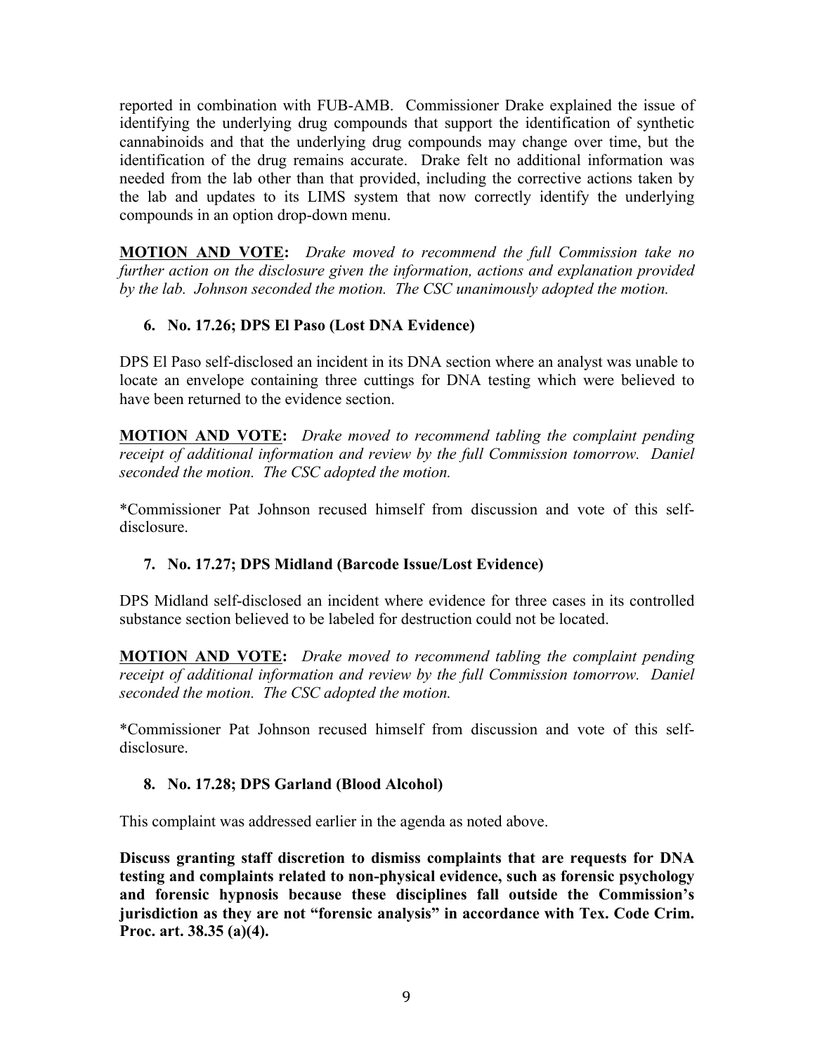reported in combination with FUB-AMB. Commissioner Drake explained the issue of identifying the underlying drug compounds that support the identification of synthetic cannabinoids and that the underlying drug compounds may change over time, but the identification of the drug remains accurate. Drake felt no additional information was needed from the lab other than that provided, including the corrective actions taken by the lab and updates to its LIMS system that now correctly identify the underlying compounds in an option drop-down menu.

**MOTION AND VOTE:** *Drake moved to recommend the full Commission take no further action on the disclosure given the information, actions and explanation provided by the lab. Johnson seconded the motion. The CSC unanimously adopted the motion.*

6. **No. 17.26; DPS El Paso (Lost DNA Evidence)**

DPS El Paso self-disclosed an incident in its DNA section where an analyst was unable to locate an envelope containing three cuttings for DNA testing which were believed to have been returned to the evidence section.

**MOTION AND VOTE:** *Drake moved to recommend tabling the complaint pending receipt of additional information and review by the full Commission tomorrow. Daniel seconded the motion. The CSC adopted the motion.*

*Commissioner Pat Johnson recused himself from discussion and vote of this self-disclosure.

7. **No. 17.27; DPS Midland (Barcode Issue/Lost Evidence)**

DPS Midland self-disclosed an incident where evidence for three cases in its controlled substance section believed to be labeled for destruction could not be located.

**MOTION AND VOTE:** *Drake moved to recommend tabling the complaint pending receipt of additional information and review by the full Commission tomorrow. Daniel seconded the motion. The CSC adopted the motion.*

*Commissioner Pat Johnson recused himself from discussion and vote of this self-disclosure.

8. **No. 17.28; DPS Garland (Blood Alcohol)**

This complaint was addressed earlier in the agenda as noted above.

**Discuss granting staff discretion to dismiss complaints that are requests for DNA testing and complaints related to non-physical evidence, such as forensic psychology and forensic hypnosis because these disciplines fall outside the Commission's jurisdiction as they are not "forensic analysis" in accordance with Tex. Code Crim. Proc. art. 38.35 (a)(4).**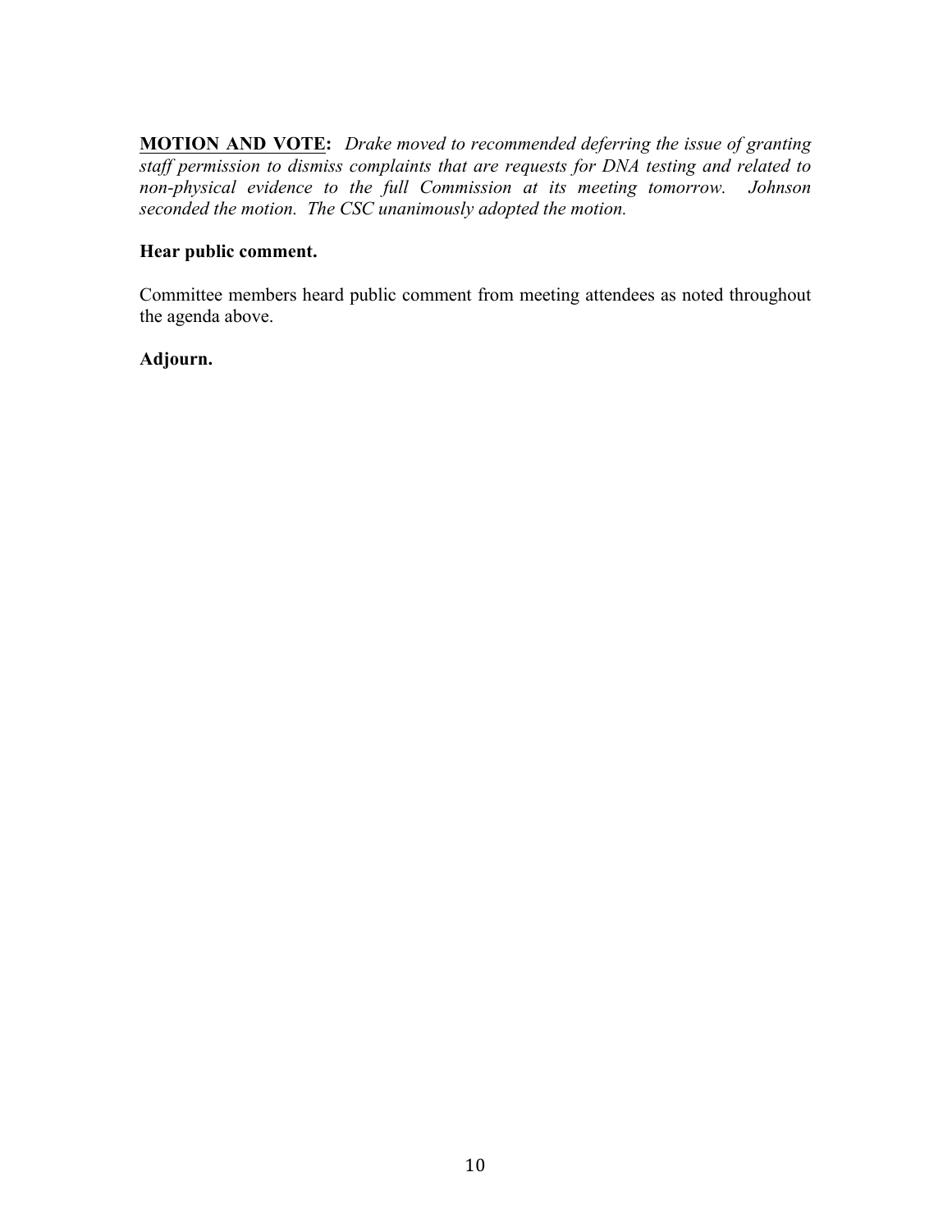**<u>MOTION AND VOTE</u>:** *Drake moved to recommended deferring the issue of granting staff permission to dismiss complaints that are requests for DNA testing and related to non-physical evidence to the full Commission at its meeting tomorrow. Johnson seconded the motion. The CSC unanimously adopted the motion.*

**Hear public comment.**

Committee members heard public comment from meeting attendees as noted throughout the agenda above.

**Adjourn.**